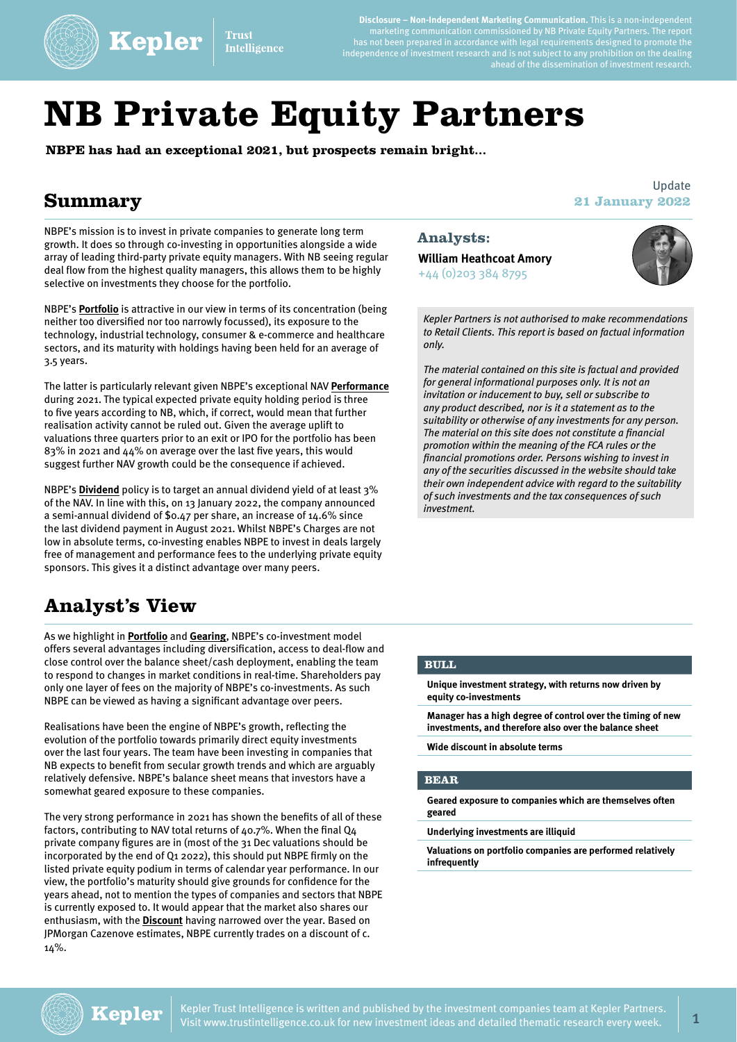**Disclosure – Non-Independent Marketing Communication.** This is a non-independent marketing communication commissioned by NB Private Equity Partners. The report has not been prepared in accordance with legal requirements designed to promote the independence of investment research and is not subject to any prohibition on the dealing ahead of the dissemination of investment research.

# NB Private Equity Partners

**NBPE has had an exceptional 2021, but prospects remain bright...**

Update
**21 January 2022**

## Summary

NBPE's mission is to invest in private companies to generate long term growth. It does so through co-investing in opportunities alongside a wide array of leading third-party private equity managers. With NB seeing regular deal flow from the highest quality managers, this allows them to be highly selective on investments they choose for the portfolio.

NBPE's **Portfolio** is attractive in our view in terms of its concentration (being neither too diversified nor too narrowly focussed), its exposure to the technology, industrial technology, consumer & e-commerce and healthcare sectors, and its maturity with holdings having been held for an average of 3.5 years.

The latter is particularly relevant given NBPE's exceptional NAV **Performance** during 2021. The typical expected private equity holding period is three to five years according to NB, which, if correct, would mean that further realisation activity cannot be ruled out. Given the average uplift to valuations three quarters prior to an exit or IPO for the portfolio has been 83% in 2021 and 44% on average over the last five years, this would suggest further NAV growth could be the consequence if achieved.

NBPE's **Dividend** policy is to target an annual dividend yield of at least 3% of the NAV. In line with this, on 13 January 2022, the company announced a semi-annual dividend of $0.47 per share, an increase of 14.6% since the last dividend payment in August 2021. Whilst NBPE's Charges are not low in absolute terms, co-investing enables NBPE to invest in deals largely free of management and performance fees to the underlying private equity sponsors. This gives it a distinct advantage over many peers.

### Analysts:

**William Heathcoat Amory**
+44 (0)203 384 8795

*Kepler Partners is not authorised to make recommendations to Retail Clients. This report is based on factual information only.*

*The material contained on this site is factual and provided for general informational purposes only. It is not an invitation or inducement to buy, sell or subscribe to any product described, nor is it a statement as to the suitability or otherwise of any investments for any person. The material on this site does not constitute a financial promotion within the meaning of the FCA rules or the financial promotions order. Persons wishing to invest in any of the securities discussed in the website should take their own independent advice with regard to the suitability of such investments and the tax consequences of such investment.*

## Analyst's View

As we highlight in **Portfolio** and **Gearing**, NBPE's co-investment model offers several advantages including diversification, access to deal-flow and close control over the balance sheet/cash deployment, enabling the team to respond to changes in market conditions in real-time. Shareholders pay only one layer of fees on the majority of NBPE's co-investments. As such NBPE can be viewed as having a significant advantage over peers.

Realisations have been the engine of NBPE's growth, reflecting the evolution of the portfolio towards primarily direct equity investments over the last four years. The team have been investing in companies that NB expects to benefit from secular growth trends and which are arguably relatively defensive. NBPE's balance sheet means that investors have a somewhat geared exposure to these companies.

The very strong performance in 2021 has shown the benefits of all of these factors, contributing to NAV total returns of 40.7%. When the final Q4 private company figures are in (most of the 31 Dec valuations should be incorporated by the end of Q1 2022), this should put NBPE firmly on the listed private equity podium in terms of calendar year performance. In our view, the portfolio's maturity should give grounds for confidence for the years ahead, not to mention the types of companies and sectors that NBPE is currently exposed to. It would appear that the market also shares our enthusiasm, with the **Discount** having narrowed over the year. Based on JPMorgan Cazenove estimates, NBPE currently trades on a discount of c. 14%.

### BULL

- **Unique investment strategy, with returns now driven by equity co-investments**
- **Manager has a high degree of control over the timing of new investments, and therefore also over the balance sheet**
- **Wide discount in absolute terms**

### BEAR

- **Geared exposure to companies which are themselves often geared**
- **Underlying investments are illiquid**
- **Valuations on portfolio companies are performed relatively infrequently**

Kepler Trust Intelligence is written and published by the investment companies team at Kepler Partners. Visit www.trustintelligence.co.uk for new investment ideas and detailed thematic research every week.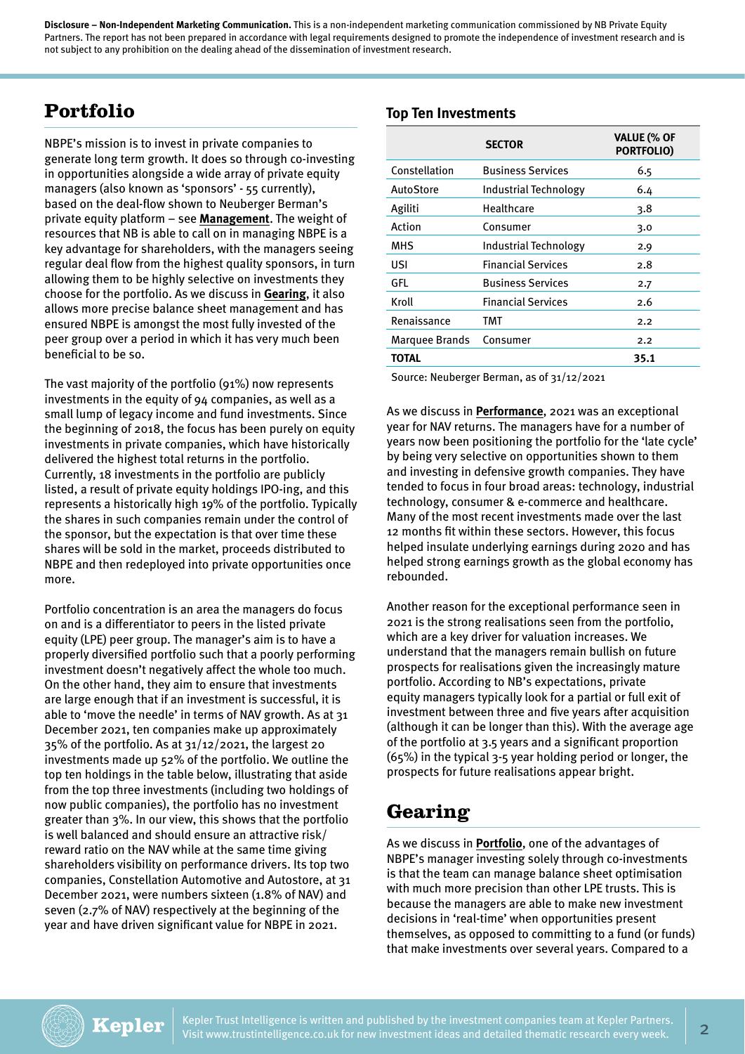**Disclosure – Non-Independent Marketing Communication.** This is a non-independent marketing communication commissioned by NB Private Equity Partners. The report has not been prepared in accordance with legal requirements designed to promote the independence of investment research and is not subject to any prohibition on the dealing ahead of the dissemination of investment research.

# Portfolio

NBPE's mission is to invest in private companies to generate long term growth. It does so through co-investing in opportunities alongside a wide array of private equity managers (also known as 'sponsors' - 55 currently), based on the deal-flow shown to Neuberger Berman's private equity platform – see **Management**. The weight of resources that NB is able to call on in managing NBPE is a key advantage for shareholders, with the managers seeing regular deal flow from the highest quality sponsors, in turn allowing them to be highly selective on investments they choose for the portfolio. As we discuss in **Gearing**, it also allows more precise balance sheet management and has ensured NBPE is amongst the most fully invested of the peer group over a period in which it has very much been beneficial to be so.

The vast majority of the portfolio (91%) now represents investments in the equity of 94 companies, as well as a small lump of legacy income and fund investments. Since the beginning of 2018, the focus has been purely on equity investments in private companies, which have historically delivered the highest total returns in the portfolio. Currently, 18 investments in the portfolio are publicly listed, a result of private equity holdings IPO-ing, and this represents a historically high 19% of the portfolio. Typically the shares in such companies remain under the control of the sponsor, but the expectation is that over time these shares will be sold in the market, proceeds distributed to NBPE and then redeployed into private opportunities once more.

Portfolio concentration is an area the managers do focus on and is a differentiator to peers in the listed private equity (LPE) peer group. The manager's aim is to have a properly diversified portfolio such that a poorly performing investment doesn't negatively affect the whole too much. On the other hand, they aim to ensure that investments are large enough that if an investment is successful, it is able to 'move the needle' in terms of NAV growth. As at 31 December 2021, ten companies make up approximately 35% of the portfolio. As at 31/12/2021, the largest 20 investments made up 52% of the portfolio. We outline the top ten holdings in the table below, illustrating that aside from the top three investments (including two holdings of now public companies), the portfolio has no investment greater than 3%. In our view, this shows that the portfolio is well balanced and should ensure an attractive risk/reward ratio on the NAV while at the same time giving shareholders visibility on performance drivers. Its top two companies, Constellation Automotive and Autostore, at 31 December 2021, were numbers sixteen (1.8% of NAV) and seven (2.7% of NAV) respectively at the beginning of the year and have driven significant value for NBPE in 2021.

## Top Ten Investments

| | SECTOR | VALUE (% OF PORTFOLIO) |
|---|---|---|
| Constellation | Business Services | 6.5 |
| AutoStore | Industrial Technology | 6.4 |
| Agiliti | Healthcare | 3.8 |
| Action | Consumer | 3.0 |
| MHS | Industrial Technology | 2.9 |
| USI | Financial Services | 2.8 |
| GFL | Business Services | 2.7 |
| Kroll | Financial Services | 2.6 |
| Renaissance | TMT | 2.2 |
| Marquee Brands | Consumer | 2.2 |
| **TOTAL** | | **35.1** |

Source: Neuberger Berman, as of 31/12/2021

As we discuss in **Performance**, 2021 was an exceptional year for NAV returns. The managers have for a number of years now been positioning the portfolio for the 'late cycle' by being very selective on opportunities shown to them and investing in defensive growth companies. They have tended to focus in four broad areas: technology, industrial technology, consumer & e-commerce and healthcare. Many of the most recent investments made over the last 12 months fit within these sectors. However, this focus helped insulate underlying earnings during 2020 and has helped strong earnings growth as the global economy has rebounded.

Another reason for the exceptional performance seen in 2021 is the strong realisations seen from the portfolio, which are a key driver for valuation increases. We understand that the managers remain bullish on future prospects for realisations given the increasingly mature portfolio. According to NB's expectations, private equity managers typically look for a partial or full exit of investment between three and five years after acquisition (although it can be longer than this). With the average age of the portfolio at 3.5 years and a significant proportion (65%) in the typical 3-5 year holding period or longer, the prospects for future realisations appear bright.

# Gearing

As we discuss in **Portfolio**, one of the advantages of NBPE's manager investing solely through co-investments is that the team can manage balance sheet optimisation with much more precision than other LPE trusts. This is because the managers are able to make new investment decisions in 'real-time' when opportunities present themselves, as opposed to committing to a fund (or funds) that make investments over several years. Compared to a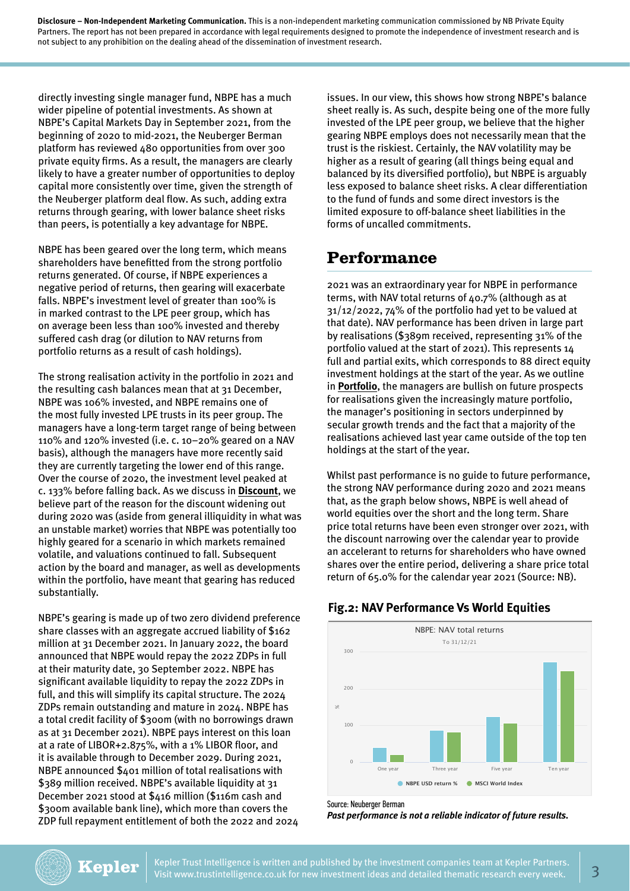**Disclosure – Non-Independent Marketing Communication.** This is a non-independent marketing communication commissioned by NB Private Equity Partners. The report has not been prepared in accordance with legal requirements designed to promote the independence of investment research and is not subject to any prohibition on the dealing ahead of the dissemination of investment research.

directly investing single manager fund, NBPE has a much wider pipeline of potential investments. As shown at NBPE's Capital Markets Day in September 2021, from the beginning of 2020 to mid-2021, the Neuberger Berman platform has reviewed 480 opportunities from over 300 private equity firms. As a result, the managers are clearly likely to have a greater number of opportunities to deploy capital more consistently over time, given the strength of the Neuberger platform deal flow. As such, adding extra returns through gearing, with lower balance sheet risks than peers, is potentially a key advantage for NBPE.

NBPE has been geared over the long term, which means shareholders have benefitted from the strong portfolio returns generated. Of course, if NBPE experiences a negative period of returns, then gearing will exacerbate falls. NBPE's investment level of greater than 100% is in marked contrast to the LPE peer group, which has on average been less than 100% invested and thereby suffered cash drag (or dilution to NAV returns from portfolio returns as a result of cash holdings).

The strong realisation activity in the portfolio in 2021 and the resulting cash balances mean that at 31 December, NBPE was 106% invested, and NBPE remains one of the most fully invested LPE trusts in its peer group. The managers have a long-term target range of being between 110% and 120% invested (i.e. c. 10–20% geared on a NAV basis), although the managers have more recently said they are currently targeting the lower end of this range. Over the course of 2020, the investment level peaked at c. 133% before falling back. As we discuss in **Discount**, we believe part of the reason for the discount widening out during 2020 was (aside from general illiquidity in what was an unstable market) worries that NBPE was potentially too highly geared for a scenario in which markets remained volatile, and valuations continued to fall. Subsequent action by the board and manager, as well as developments within the portfolio, have meant that gearing has reduced substantially.

NBPE's gearing is made up of two zero dividend preference share classes with an aggregate accrued liability of $162 million at 31 December 2021. In January 2022, the board announced that NBPE would repay the 2022 ZDPs in full at their maturity date, 30 September 2022. NBPE has significant available liquidity to repay the 2022 ZDPs in full, and this will simplify its capital structure. The 2024 ZDPs remain outstanding and mature in 2024. NBPE has a total credit facility of $300m (with no borrowings drawn as at 31 December 2021). NBPE pays interest on this loan at a rate of LIBOR+2.875%, with a 1% LIBOR floor, and it is available through to December 2029. During 2021, NBPE announced $401 million of total realisations with $389 million received. NBPE's available liquidity at 31 December 2021 stood at $416 million ($116m cash and $300m available bank line), which more than covers the ZDP full repayment entitlement of both the 2022 and 2024 issues. In our view, this shows how strong NBPE's balance sheet really is. As such, despite being one of the more fully invested of the LPE peer group, we believe that the higher gearing NBPE employs does not necessarily mean that the trust is the riskiest. Certainly, the NAV volatility may be higher as a result of gearing (all things being equal and balanced by its diversified portfolio), but NBPE is arguably less exposed to balance sheet risks. A clear differentiation to the fund of funds and some direct investors is the limited exposure to off-balance sheet liabilities in the forms of uncalled commitments.

## Performance

2021 was an extraordinary year for NBPE in performance terms, with NAV total returns of 40.7% (although as at 31/12/2022, 74% of the portfolio had yet to be valued at that date). NAV performance has been driven in large part by realisations ($389m received, representing 31% of the portfolio valued at the start of 2021). This represents 14 full and partial exits, which corresponds to 88 direct equity investment holdings at the start of the year. As we outline in **Portfolio**, the managers are bullish on future prospects for realisations given the increasingly mature portfolio, the manager's positioning in sectors underpinned by secular growth trends and the fact that a majority of the realisations achieved last year came outside of the top ten holdings at the start of the year.

Whilst past performance is no guide to future performance, the strong NAV performance during 2020 and 2021 means that, as the graph below shows, NBPE is well ahead of world equities over the short and the long term. Share price total returns have been even stronger over 2021, with the discount narrowing over the calendar year to provide an accelerant to returns for shareholders who have owned shares over the entire period, delivering a share price total return of 65.0% for the calendar year 2021 (Source: NB).

### Fig.2: NAV Performance Vs World Equities

NBPE: NAV total returns
To 31/12/21

Source: Neuberger Berman

***Past performance is not a reliable indicator of future results.***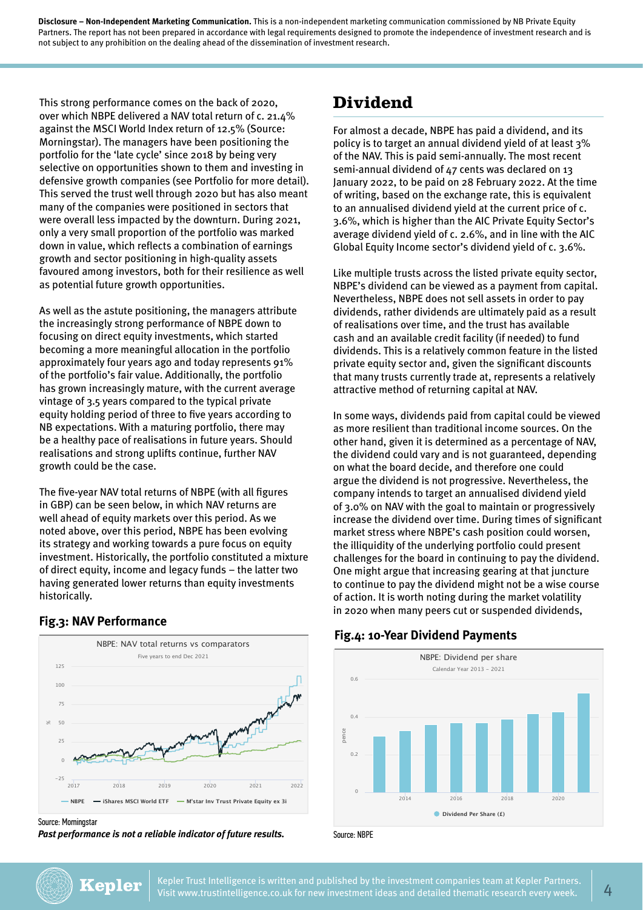**Disclosure – Non-Independent Marketing Communication.** This is a non-independent marketing communication commissioned by NB Private Equity Partners. The report has not been prepared in accordance with legal requirements designed to promote the independence of investment research and is not subject to any prohibition on the dealing ahead of the dissemination of investment research.

This strong performance comes on the back of 2020, over which NBPE delivered a NAV total return of c. 21.4% against the MSCI World Index return of 12.5% (Source: Morningstar). The managers have been positioning the portfolio for the 'late cycle' since 2018 by being very selective on opportunities shown to them and investing in defensive growth companies (see Portfolio for more detail). This served the trust well through 2020 but has also meant many of the companies were positioned in sectors that were overall less impacted by the downturn. During 2021, only a very small proportion of the portfolio was marked down in value, which reflects a combination of earnings growth and sector positioning in high-quality assets favoured among investors, both for their resilience as well as potential future growth opportunities.

As well as the astute positioning, the managers attribute the increasingly strong performance of NBPE down to focusing on direct equity investments, which started becoming a more meaningful allocation in the portfolio approximately four years ago and today represents 91% of the portfolio's fair value. Additionally, the portfolio has grown increasingly mature, with the current average vintage of 3.5 years compared to the typical private equity holding period of three to five years according to NB expectations. With a maturing portfolio, there may be a healthy pace of realisations in future years. Should realisations and strong uplifts continue, further NAV growth could be the case.

The five-year NAV total returns of NBPE (with all figures in GBP) can be seen below, in which NAV returns are well ahead of equity markets over this period. As we noted above, over this period, NBPE has been evolving its strategy and working towards a pure focus on equity investment. Historically, the portfolio constituted a mixture of direct equity, income and legacy funds – the latter two having generated lower returns than equity investments historically.

## Fig.3: NAV Performance

NBPE: NAV total returns vs comparators
Five years to end Dec 2021

Legend: NBPE; iShares MSCI World ETF; M'star Inv Trust Private Equity ex 3i

Source: Morningstar

***Past performance is not a reliable indicator of future results.***

# Dividend

For almost a decade, NBPE has paid a dividend, and its policy is to target an annual dividend yield of at least 3% of the NAV. This is paid semi-annually. The most recent semi-annual dividend of 47 cents was declared on 13 January 2022, to be paid on 28 February 2022. At the time of writing, based on the exchange rate, this is equivalent to an annualised dividend yield at the current price of c. 3.6%, which is higher than the AIC Private Equity Sector's average dividend yield of c. 2.6%, and in line with the AIC Global Equity Income sector's dividend yield of c. 3.6%.

Like multiple trusts across the listed private equity sector, NBPE's dividend can be viewed as a payment from capital. Nevertheless, NBPE does not sell assets in order to pay dividends, rather dividends are ultimately paid as a result of realisations over time, and the trust has available cash and an available credit facility (if needed) to fund dividends. This is a relatively common feature in the listed private equity sector and, given the significant discounts that many trusts currently trade at, represents a relatively attractive method of returning capital at NAV.

In some ways, dividends paid from capital could be viewed as more resilient than traditional income sources. On the other hand, given it is determined as a percentage of NAV, the dividend could vary and is not guaranteed, depending on what the board decide, and therefore one could argue the dividend is not progressive. Nevertheless, the company intends to target an annualised dividend yield of 3.0% on NAV with the goal to maintain or progressively increase the dividend over time. During times of significant market stress where NBPE's cash position could worsen, the illiquidity of the underlying portfolio could present challenges for the board in continuing to pay the dividend. One might argue that increasing gearing at that juncture to continue to pay the dividend might not be a wise course of action. It is worth noting during the market volatility in 2020 when many peers cut or suspended dividends,

## Fig.4: 10-Year Dividend Payments

NBPE: Dividend per share
Calendar Year 2013 – 2021

Legend: Dividend Per Share (£)

Source: NBPE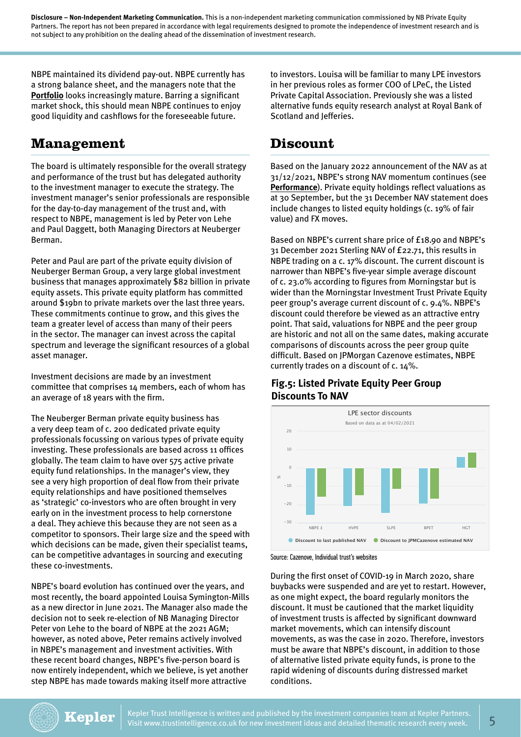**Disclosure – Non-Independent Marketing Communication.** This is a non-independent marketing communication commissioned by NB Private Equity Partners. The report has not been prepared in accordance with legal requirements designed to promote the independence of investment research and is not subject to any prohibition on the dealing ahead of the dissemination of investment research.

NBPE maintained its dividend pay-out. NBPE currently has a strong balance sheet, and the managers note that the **Portfolio** looks increasingly mature. Barring a significant market shock, this should mean NBPE continues to enjoy good liquidity and cashflows for the foreseeable future.

## Management

The board is ultimately responsible for the overall strategy and performance of the trust but has delegated authority to the investment manager to execute the strategy. The investment manager's senior professionals are responsible for the day-to-day management of the trust and, with respect to NBPE, management is led by Peter von Lehe and Paul Daggett, both Managing Directors at Neuberger Berman.

Peter and Paul are part of the private equity division of Neuberger Berman Group, a very large global investment business that manages approximately $82 billion in private equity assets. This private equity platform has committed around $19bn to private markets over the last three years. These commitments continue to grow, and this gives the team a greater level of access than many of their peers in the sector. The manager can invest across the capital spectrum and leverage the significant resources of a global asset manager.

Investment decisions are made by an investment committee that comprises 14 members, each of whom has an average of 18 years with the firm.

The Neuberger Berman private equity business has a very deep team of c. 200 dedicated private equity professionals focussing on various types of private equity investing. These professionals are based across 11 offices globally. The team claim to have over 575 active private equity fund relationships. In the manager's view, they see a very high proportion of deal flow from their private equity relationships and have positioned themselves as 'strategic' co-investors who are often brought in very early on in the investment process to help cornerstone a deal. They achieve this because they are not seen as a competitor to sponsors. Their large size and the speed with which decisions can be made, given their specialist teams, can be competitive advantages in sourcing and executing these co-investments.

NBPE's board evolution has continued over the years, and most recently, the board appointed Louisa Symington-Mills as a new director in June 2021. The Manager also made the decision not to seek re-election of NB Managing Director Peter von Lehe to the board of NBPE at the 2021 AGM; however, as noted above, Peter remains actively involved in NBPE's management and investment activities. With these recent board changes, NBPE's five-person board is now entirely independent, which we believe, is yet another step NBPE has made towards making itself more attractive to investors. Louisa will be familiar to many LPE investors in her previous roles as former COO of LPeC, the Listed Private Capital Association. Previously she was a listed alternative funds equity research analyst at Royal Bank of Scotland and Jefferies.

## Discount

Based on the January 2022 announcement of the NAV as at 31/12/2021, NBPE's strong NAV momentum continues (see **Performance**). Private equity holdings reflect valuations as at 30 September, but the 31 December NAV statement does include changes to listed equity holdings (c. 19% of fair value) and FX moves.

Based on NBPE's current share price of £18.90 and NBPE's 31 December 2021 Sterling NAV of £22.71, this results in NBPE trading on a c. 17% discount. The current discount is narrower than NBPE's five-year simple average discount of c. 23.0% according to figures from Morningstar but is wider than the Morningstar Investment Trust Private Equity peer group's average current discount of c. 9.4%. NBPE's discount could therefore be viewed as an attractive entry point. That said, valuations for NBPE and the peer group are historic and not all on the same dates, making accurate comparisons of discounts across the peer group quite difficult. Based on JPMorgan Cazenove estimates, NBPE currently trades on a discount of c. 14%.

### Fig.5: Listed Private Equity Peer Group Discounts To NAV

Source: Cazenove, Individual trust's websites

During the first onset of COVID-19 in March 2020, share buybacks were suspended and are yet to restart. However, as one might expect, the board regularly monitors the discount. It must be cautioned that the market liquidity of investment trusts is affected by significant downward market movements, which can intensify discount movements, as was the case in 2020. Therefore, investors must be aware that NBPE's discount, in addition to those of alternative listed private equity funds, is prone to the rapid widening of discounts during distressed market conditions.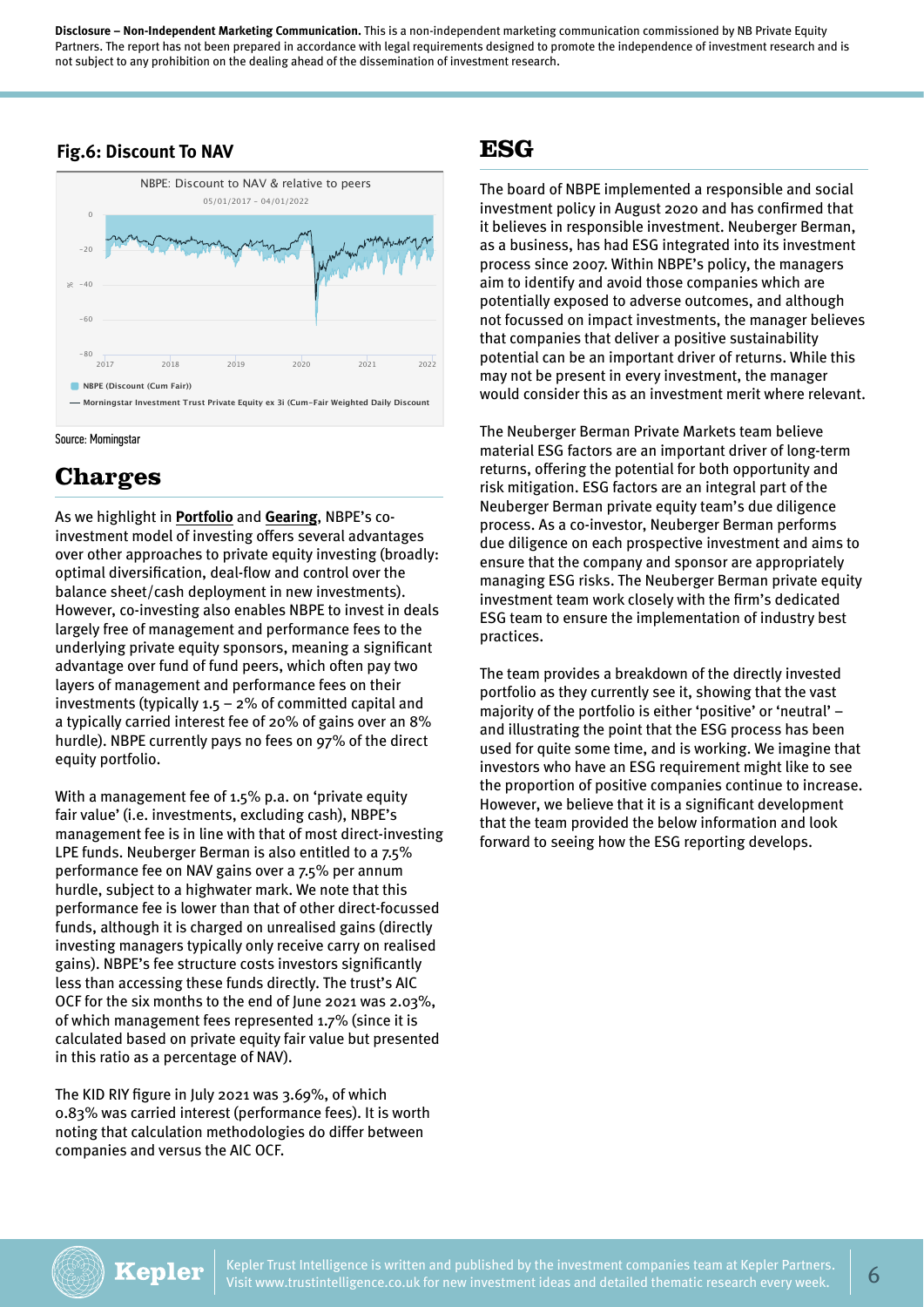Disclosure – Non-Independent Marketing Communication. This is a non-independent marketing communication commissioned by NB Private Equity Partners. The report has not been prepared in accordance with legal requirements designed to promote the independence of investment research and is not subject to any prohibition on the dealing ahead of the dissemination of investment research.

### Fig.6: Discount To NAV

NBPE: Discount to NAV & relative to peers
05/01/2017 - 04/01/2022

NBPE (Discount (Cum Fair))
Morningstar Investment Trust Private Equity ex 3i (Cum-Fair Weighted Daily Discount

Source: Morningstar

## Charges

As we highlight in **Portfolio** and **Gearing**, NBPE's co-investment model of investing offers several advantages over other approaches to private equity investing (broadly: optimal diversification, deal-flow and control over the balance sheet/cash deployment in new investments). However, co-investing also enables NBPE to invest in deals largely free of management and performance fees to the underlying private equity sponsors, meaning a significant advantage over fund of fund peers, which often pay two layers of management and performance fees on their investments (typically 1.5 – 2% of committed capital and a typically carried interest fee of 20% of gains over an 8% hurdle). NBPE currently pays no fees on 97% of the direct equity portfolio.

With a management fee of 1.5% p.a. on 'private equity fair value' (i.e. investments, excluding cash), NBPE's management fee is in line with that of most direct-investing LPE funds. Neuberger Berman is also entitled to a 7.5% performance fee on NAV gains over a 7.5% per annum hurdle, subject to a highwater mark. We note that this performance fee is lower than that of other direct-focussed funds, although it is charged on unrealised gains (directly investing managers typically only receive carry on realised gains). NBPE's fee structure costs investors significantly less than accessing these funds directly. The trust's AIC OCF for the six months to the end of June 2021 was 2.03%, of which management fees represented 1.7% (since it is calculated based on private equity fair value but presented in this ratio as a percentage of NAV).

The KID RIY figure in July 2021 was 3.69%, of which 0.83% was carried interest (performance fees). It is worth noting that calculation methodologies do differ between companies and versus the AIC OCF.

## ESG

The board of NBPE implemented a responsible and social investment policy in August 2020 and has confirmed that it believes in responsible investment. Neuberger Berman, as a business, has had ESG integrated into its investment process since 2007. Within NBPE's policy, the managers aim to identify and avoid those companies which are potentially exposed to adverse outcomes, and although not focussed on impact investments, the manager believes that companies that deliver a positive sustainability potential can be an important driver of returns. While this may not be present in every investment, the manager would consider this as an investment merit where relevant.

The Neuberger Berman Private Markets team believe material ESG factors are an important driver of long-term returns, offering the potential for both opportunity and risk mitigation. ESG factors are an integral part of the Neuberger Berman private equity team's due diligence process. As a co-investor, Neuberger Berman performs due diligence on each prospective investment and aims to ensure that the company and sponsor are appropriately managing ESG risks. The Neuberger Berman private equity investment team work closely with the firm's dedicated ESG team to ensure the implementation of industry best practices.

The team provides a breakdown of the directly invested portfolio as they currently see it, showing that the vast majority of the portfolio is either 'positive' or 'neutral' – and illustrating the point that the ESG process has been used for quite some time, and is working. We imagine that investors who have an ESG requirement might like to see the proportion of positive companies continue to increase. However, we believe that it is a significant development that the team provided the below information and look forward to seeing how the ESG reporting develops.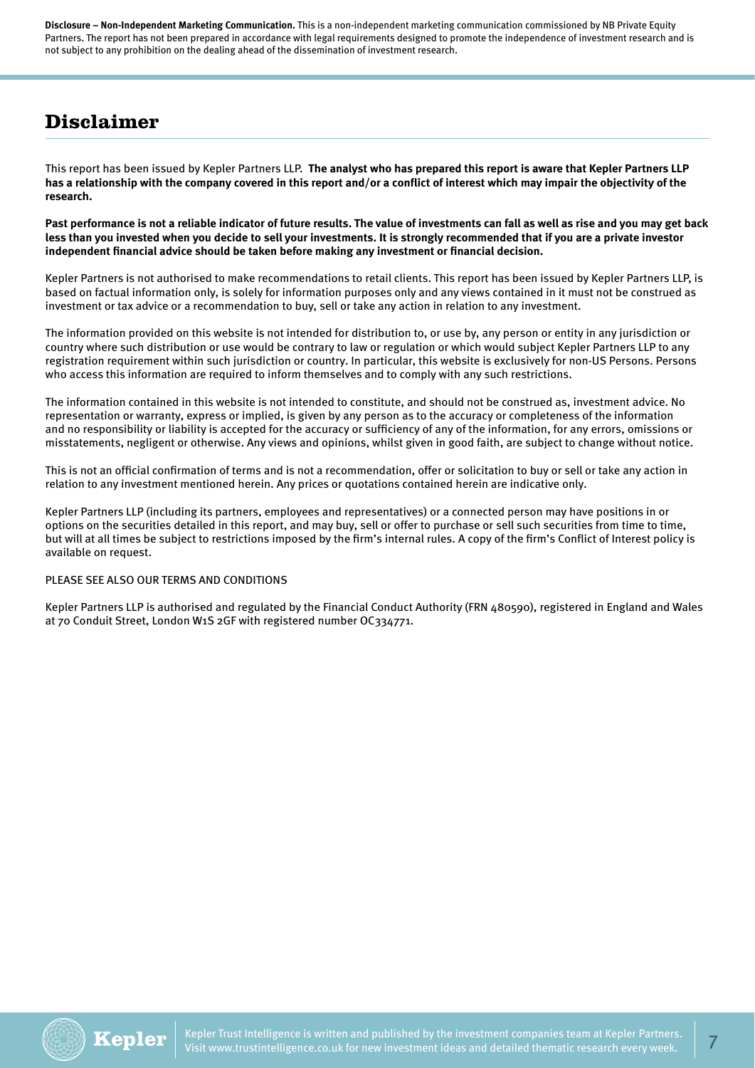**Disclosure – Non-Independent Marketing Communication.** This is a non-independent marketing communication commissioned by NB Private Equity Partners. The report has not been prepared in accordance with legal requirements designed to promote the independence of investment research and is not subject to any prohibition on the dealing ahead of the dissemination of investment research.

# Disclaimer

This report has been issued by Kepler Partners LLP. **The analyst who has prepared this report is aware that Kepler Partners LLP has a relationship with the company covered in this report and/or a conflict of interest which may impair the objectivity of the research.**

**Past performance is not a reliable indicator of future results. The value of investments can fall as well as rise and you may get back less than you invested when you decide to sell your investments. It is strongly recommended that if you are a private investor independent financial advice should be taken before making any investment or financial decision.**

Kepler Partners is not authorised to make recommendations to retail clients. This report has been issued by Kepler Partners LLP, is based on factual information only, is solely for information purposes only and any views contained in it must not be construed as investment or tax advice or a recommendation to buy, sell or take any action in relation to any investment.

The information provided on this website is not intended for distribution to, or use by, any person or entity in any jurisdiction or country where such distribution or use would be contrary to law or regulation or which would subject Kepler Partners LLP to any registration requirement within such jurisdiction or country. In particular, this website is exclusively for non-US Persons. Persons who access this information are required to inform themselves and to comply with any such restrictions.

The information contained in this website is not intended to constitute, and should not be construed as, investment advice. No representation or warranty, express or implied, is given by any person as to the accuracy or completeness of the information and no responsibility or liability is accepted for the accuracy or sufficiency of any of the information, for any errors, omissions or misstatements, negligent or otherwise. Any views and opinions, whilst given in good faith, are subject to change without notice.

This is not an official confirmation of terms and is not a recommendation, offer or solicitation to buy or sell or take any action in relation to any investment mentioned herein. Any prices or quotations contained herein are indicative only.

Kepler Partners LLP (including its partners, employees and representatives) or a connected person may have positions in or options on the securities detailed in this report, and may buy, sell or offer to purchase or sell such securities from time to time, but will at all times be subject to restrictions imposed by the firm's internal rules. A copy of the firm's Conflict of Interest policy is available on request.

PLEASE SEE ALSO OUR TERMS AND CONDITIONS

Kepler Partners LLP is authorised and regulated by the Financial Conduct Authority (FRN 480590), registered in England and Wales at 70 Conduit Street, London W1S 2GF with registered number OC334771.

Kepler Trust Intelligence is written and published by the investment companies team at Kepler Partners. Visit www.trustintelligence.co.uk for new investment ideas and detailed thematic research every week.